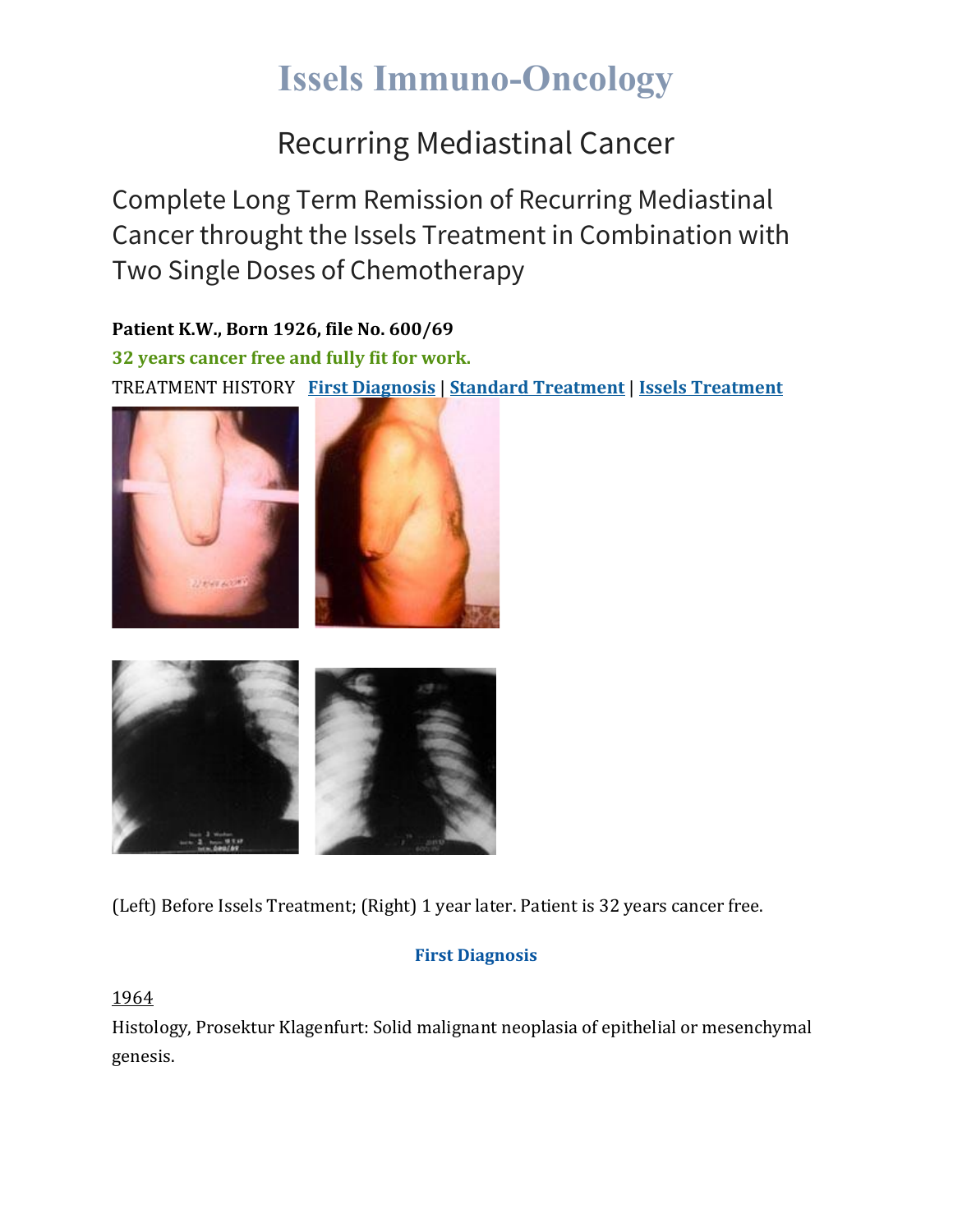# Issels Immuno-Oncology

## Recurring Mediastinal Cancer

## Complete Long Term Remission of Recurring Mediastinal Cancer throught the Issels Treatment in Combination with Two Single Doses of Chemotherapy

**Patient K.W., Born 1926, file No. 600/69**

**32 years cancer free and fully fit for work.**

TREATMENT HISTORY **First Diagnosis** | **Standard Treatment** | **Issels Treatment**

(Left) Before Issels Treatment; (Right) 1 year later. Patient is 32 years cancer free.

### First Diagnosis

1964

Histology, Prosektur Klagenfurt: Solid malignant neoplasia of epithelial or mesenchymal genesis.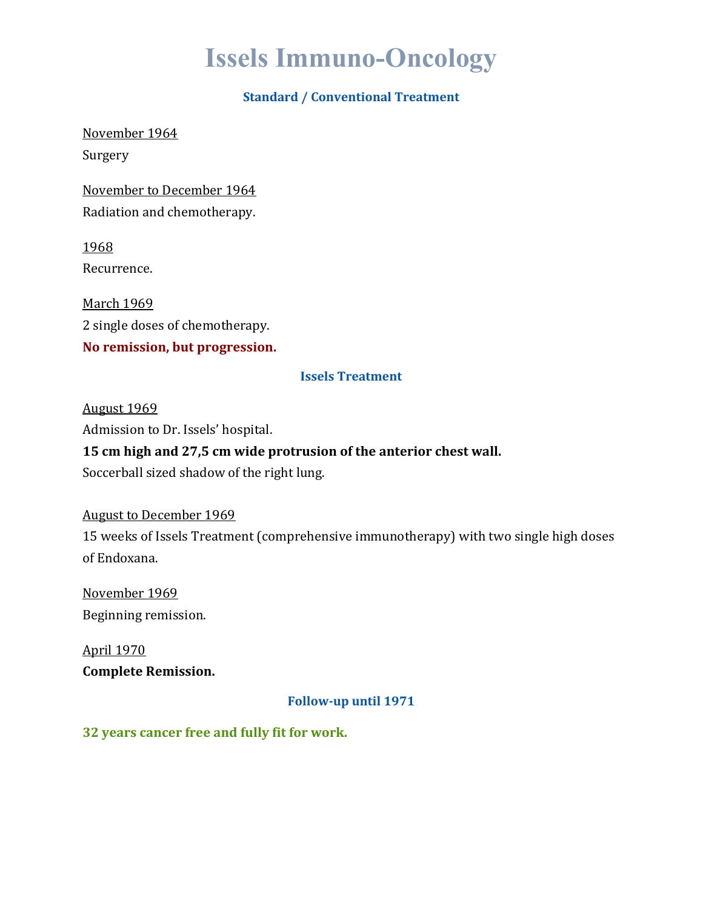# Issels Immuno-Oncology

### Standard / Conventional Treatment

November 1964

Surgery

November to December 1964

Radiation and chemotherapy.

1968

Recurrence.

March 1969

2 single doses of chemotherapy.

**No remission, but progression.**

### Issels Treatment

August 1969

Admission to Dr. Issels' hospital.

**15 cm high and 27,5 cm wide protrusion of the anterior chest wall.**

Soccerball sized shadow of the right lung.

August to December 1969

15 weeks of Issels Treatment (comprehensive immunotherapy) with two single high doses of Endoxana.

November 1969

Beginning remission.

April 1970

**Complete Remission.**

### Follow-up until 1971

**32 years cancer free and fully fit for work.**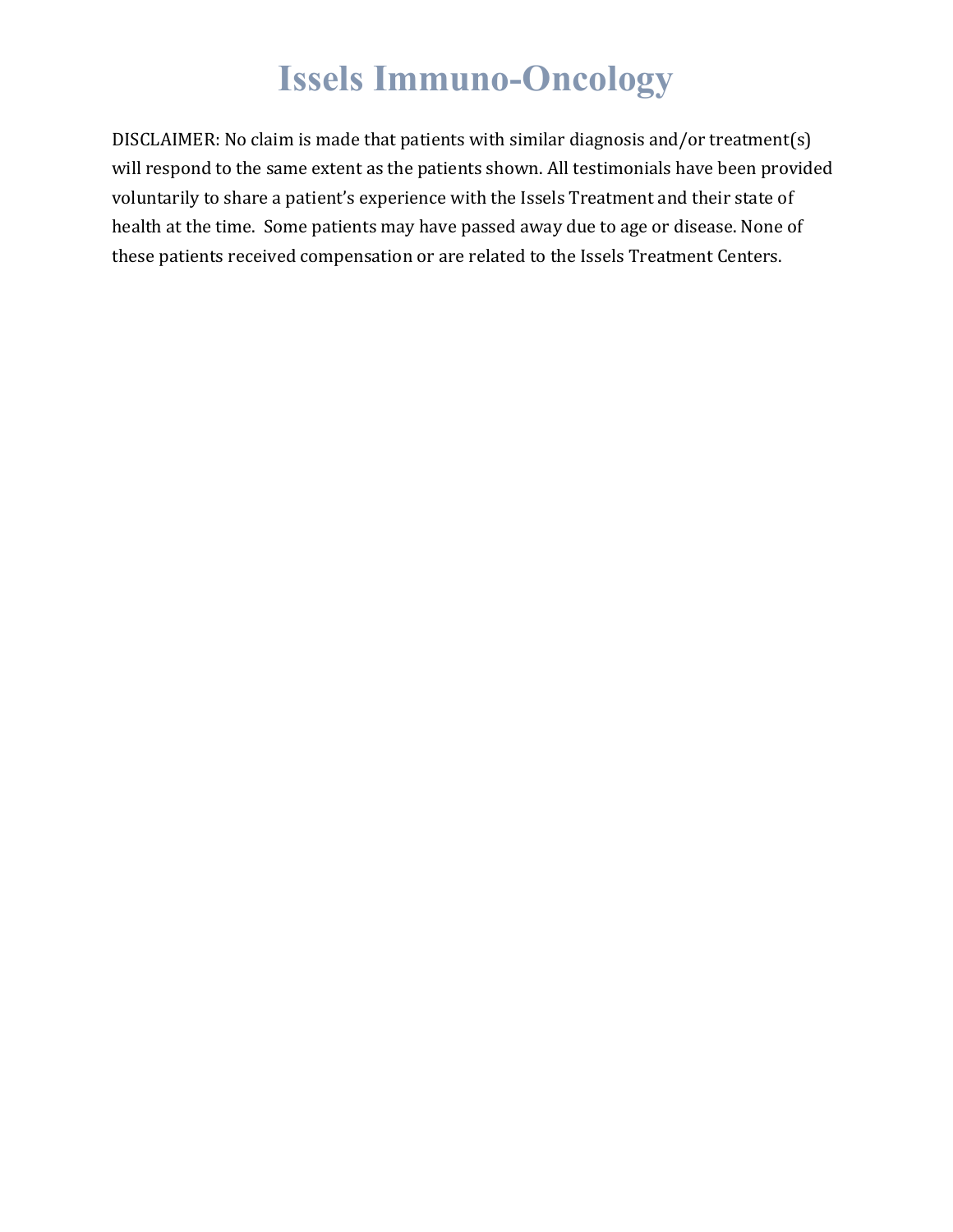# Issels Immuno-Oncology

DISCLAIMER: No claim is made that patients with similar diagnosis and/or treatment(s) will respond to the same extent as the patients shown. All testimonials have been provided voluntarily to share a patient's experience with the Issels Treatment and their state of health at the time. Some patients may have passed away due to age or disease. None of these patients received compensation or are related to the Issels Treatment Centers.